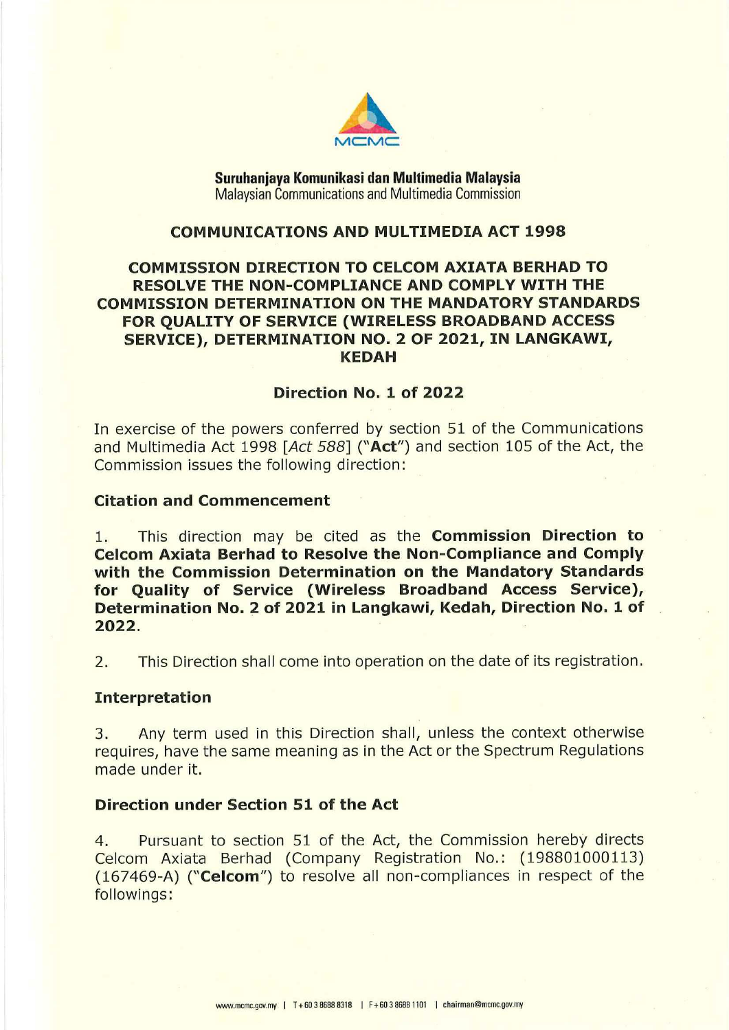**Suruhanjaya Komunikasi dan Multimedia Malaysia**
Malaysian Communications and Multimedia Commission

# COMMUNICATIONS AND MULTIMEDIA ACT 1998

# COMMISSION DIRECTION TO CELCOM AXIATA BERHAD TO RESOLVE THE NON-COMPLIANCE AND COMPLY WITH THE COMMISSION DETERMINATION ON THE MANDATORY STANDARDS FOR QUALITY OF SERVICE (WIRELESS BROADBAND ACCESS SERVICE), DETERMINATION NO. 2 OF 2021, IN LANGKAWI, KEDAH

## Direction No. 1 of 2022

In exercise of the powers conferred by section 51 of the Communications and Multimedia Act 1998 [*Act 588*] ("**Act**") and section 105 of the Act, the Commission issues the following direction:

### Citation and Commencement

1. This direction may be cited as the **Commission Direction to Celcom Axiata Berhad to Resolve the Non-Compliance and Comply with the Commission Determination on the Mandatory Standards for Quality of Service (Wireless Broadband Access Service), Determination No. 2 of 2021 in Langkawi, Kedah, Direction No. 1 of 2022**.

2. This Direction shall come into operation on the date of its registration.

### Interpretation

3. Any term used in this Direction shall, unless the context otherwise requires, have the same meaning as in the Act or the Spectrum Regulations made under it.

### Direction under Section 51 of the Act

4. Pursuant to section 51 of the Act, the Commission hereby directs Celcom Axiata Berhad (Company Registration No.: (198801000113) (167469-A) ("**Celcom**") to resolve all non-compliances in respect of the followings: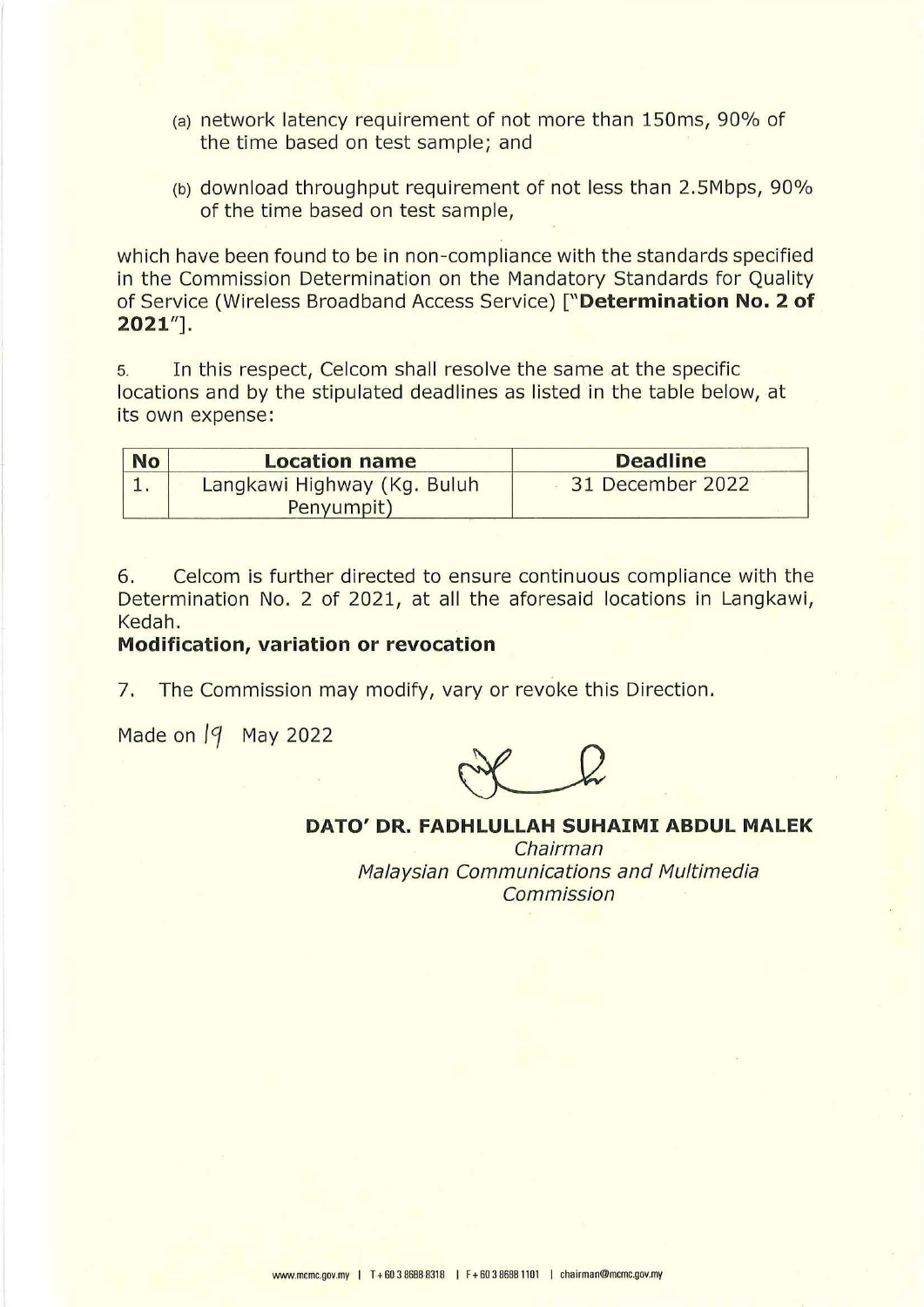(a) network latency requirement of not more than 150ms, 90% of the time based on test sample; and

(b) download throughput requirement of not less than 2.5Mbps, 90% of the time based on test sample,

which have been found to be in non-compliance with the standards specified in the Commission Determination on the Mandatory Standards for Quality of Service (Wireless Broadband Access Service) ["**Determination No. 2 of 2021**"].

5. In this respect, Celcom shall resolve the same at the specific locations and by the stipulated deadlines as listed in the table below, at its own expense:

| No | Location name | Deadline |
|---|---|---|
| 1. | Langkawi Highway (Kg. Buluh Penyumpit) | 31 December 2022 |

6. Celcom is further directed to ensure continuous compliance with the Determination No. 2 of 2021, at all the aforesaid locations in Langkawi, Kedah.

**Modification, variation or revocation**

7. The Commission may modify, vary or revoke this Direction.

Made on 19 May 2022

**DATO' DR. FADHLULLAH SUHAIMI ABDUL MALEK**
*Chairman*
*Malaysian Communications and Multimedia Commission*

www.mcmc.gov.my | T+ 603 8688 8318 | F+ 603 8688 1101 | chairman@mcmc.gov.my